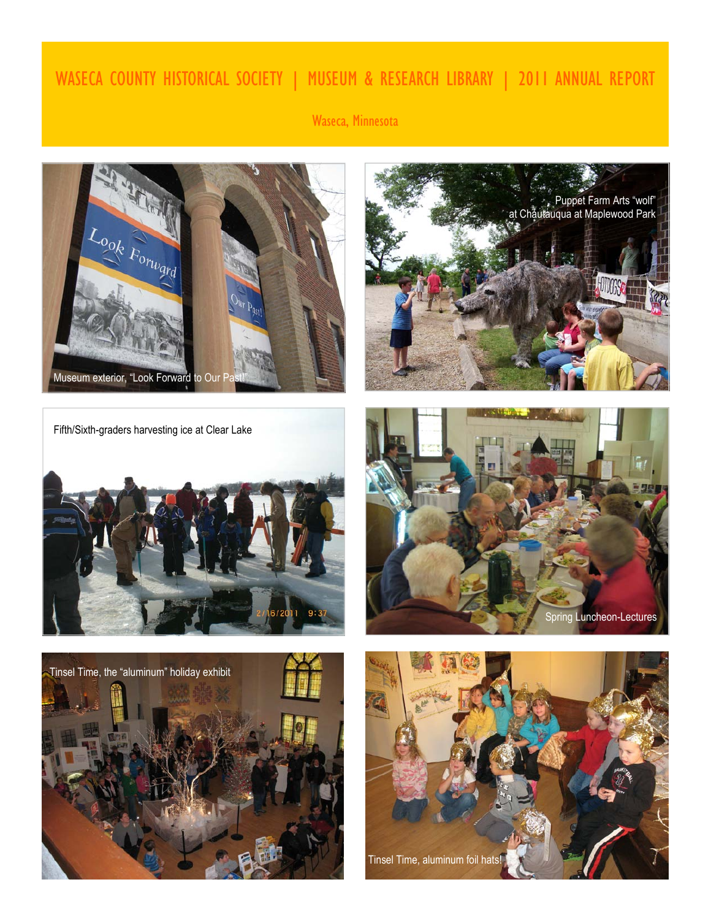# WASECA COUNTY HISTORICAL SOCIETY | MUSEUM & RESEARCH LIBRARY | 2011 ANNUAL REPORT

Waseca, Minnesota

Museum exterior, "Look Forward to Our Past!"

Puppet Farm Arts "wolf" at Chautauqua at Maplewood Park

Fifth/Sixth-graders harvesting ice at Clear Lake

Spring Luncheon-Lectures

Tinsel Time, the "aluminum" holiday exhibit

Tinsel Time, aluminum foil hats!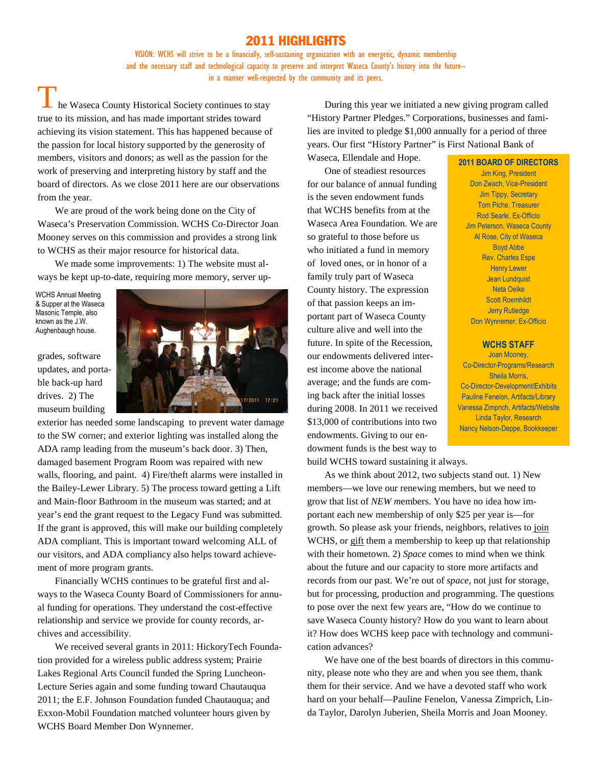# 2011 HIGHLIGHTS

VISION: WCHS will strive to be a financially, self-sustaining organization with an energetic, dynamic membership and the necessary staff and technological capacity to preserve and interpret Waseca County's history into the future--in a manner well-respected by the community and its peers.

The Waseca County Historical Society continues to stay true to its mission, and has made important strides toward achieving its vision statement. This has happened because of the passion for local history supported by the generosity of members, visitors and donors; as well as the passion for the work of preserving and interpreting history by staff and the board of directors. As we close 2011 here are our observations from the year.

We are proud of the work being done on the City of Waseca's Preservation Commission. WCHS Co-Director Joan Mooney serves on this commission and provides a strong link to WCHS as their major resource for historical data.

We made some improvements: 1) The website must always be kept up-to-date, requiring more memory, server upgrades, software updates, and portable back-up hard drives. 2) The museum building exterior has needed some landscaping to prevent water damage to the SW corner; and exterior lighting was installed along the ADA ramp leading from the museum's back door. 3) Then, damaged basement Program Room was repaired with new walls, flooring, and paint. 4) Fire/theft alarms were installed in the Bailey-Lewer Library. 5) The process toward getting a Lift and Main-floor Bathroom in the museum was started; and at year's end the grant request to the Legacy Fund was submitted. If the grant is approved, this will make our building completely ADA compliant. This is important toward welcoming ALL of our visitors, and ADA compliancy also helps toward achievement of more program grants.

WCHS Annual Meeting & Supper at the Waseca Masonic Temple, also known as the J.W. Aughenbaugh house.

Financially WCHS continues to be grateful first and always to the Waseca County Board of Commissioners for annual funding for operations. They understand the cost-effective relationship and service we provide for county records, archives and accessibility.

We received several grants in 2011: HickoryTech Foundation provided for a wireless public address system; Prairie Lakes Regional Arts Council funded the Spring Luncheon-Lecture Series again and some funding toward Chautauqua 2011; the E.F. Johnson Foundation funded Chautauqua; and Exxon-Mobil Foundation matched volunteer hours given by WCHS Board Member Don Wynnemer.

During this year we initiated a new giving program called "History Partner Pledges." Corporations, businesses and families are invited to pledge $1,000 annually for a period of three years. Our first "History Partner" is First National Bank of Waseca, Ellendale and Hope.

One of steadiest resources for our balance of annual funding is the seven endowment funds that WCHS benefits from at the Waseca Area Foundation. We are so grateful to those before us who initiated a fund in memory of loved ones, or in honor of a family truly part of Waseca County history. The expression of that passion keeps an important part of Waseca County culture alive and well into the future. In spite of the Recession, our endowments delivered interest income above the national average; and the funds are coming back after the initial losses during 2008. In 2011 we received $13,000 of contributions into two endowments. Giving to our endowment funds is the best way to build WCHS toward sustaining it always.

As we think about 2012, two subjects stand out. 1) New members—we love our renewing members, but we need to grow that list of *NEW m*embers. You have no idea how important each new membership of only $25 per year is—for growth. So please ask your friends, neighbors, relatives to join WCHS, or gift them a membership to keep up that relationship with their hometown. 2) *Space* comes to mind when we think about the future and our capacity to store more artifacts and records from our past. We're out of *space,* not just for storage, but for processing, production and programming. The questions to pose over the next few years are, "How do we continue to save Waseca County history? How do you want to learn about it? How does WCHS keep pace with technology and communication advances?

We have one of the best boards of directors in this community, please note who they are and when you see them, thank them for their service. And we have a devoted staff who work hard on your behalf—Pauline Fenelon, Vanessa Zimprich, Linda Taylor, Darolyn Juberien, Sheila Morris and Joan Mooney.

**2011 BOARD OF DIRECTORS**

Jim King, President
Don Zwach, Vice-President
Jim Tippy, Secretary
Tom Piche, Treasurer
Rod Searle, Ex-Officio
Jim Peterson, Waseca County
Al Rose, City of Waseca
Boyd Abbe
Rev. Charles Espe
Henry Lewer
Jean Lundquist
Neta Oelke
Scott Roemhildt
Jerry Rutledge
Don Wynnemer, Ex-Officio

**WCHS STAFF**

Joan Mooney, Co-Director-Programs/Research
Sheila Morris, Co-Director-Development/Exhibits
Pauline Fenelon, Artifacts/Library
Vanessa Zimprich, Artifacts/Website
Linda Taylor, Research
Nancy Nelson-Deppe, Bookkeeper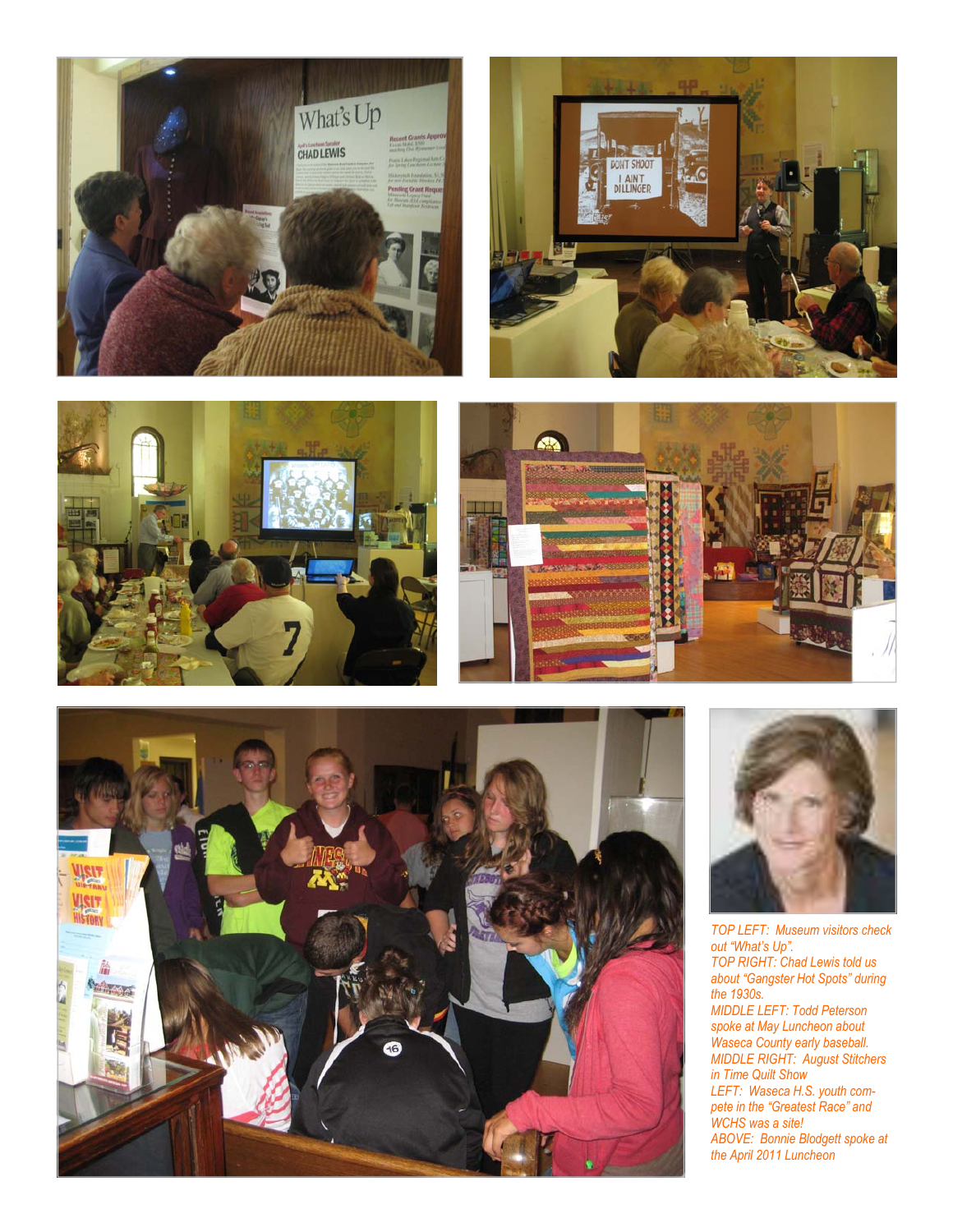*TOP LEFT: Museum visitors check out "What's Up".*
*TOP RIGHT: Chad Lewis told us about "Gangster Hot Spots" during the 1930s.*
*MIDDLE LEFT: Todd Peterson spoke at May Luncheon about Waseca County early baseball.*
*MIDDLE RIGHT: August Stitchers in Time Quilt Show*
*LEFT: Waseca H.S. youth compete in the "Greatest Race" and WCHS was a site!*
*ABOVE: Bonnie Blodgett spoke at the April 2011 Luncheon*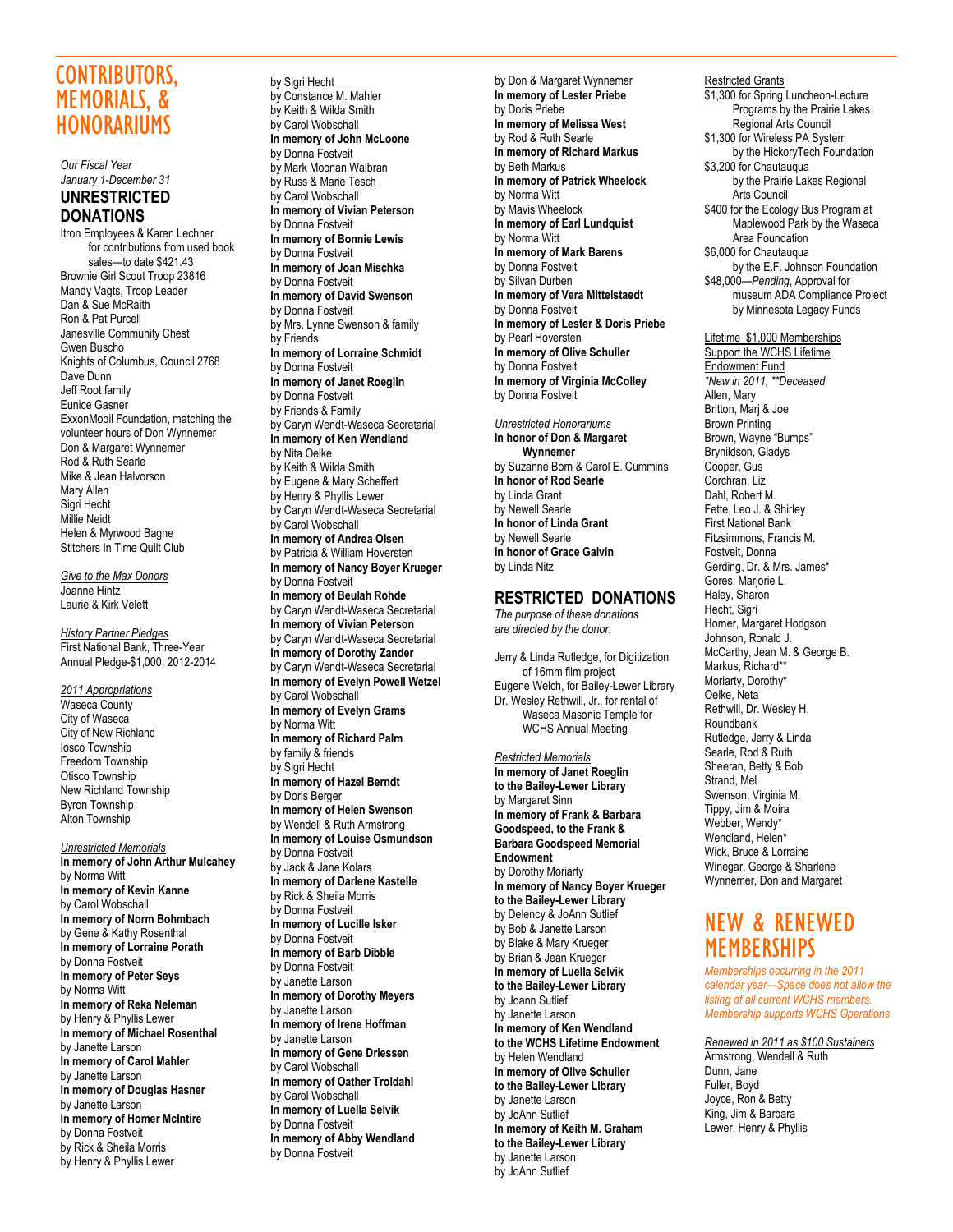# CONTRIBUTORS, MEMORIALS, & HONORARIUMS

*Our Fiscal Year*
*January 1-December 31*

## UNRESTRICTED DONATIONS

Itron Employees & Karen Lechner for contributions from used book sales—to date $421.43
Brownie Girl Scout Troop 23816
Mandy Vagts, Troop Leader
Dan & Sue McRaith
Ron & Pat Purcell
Janesville Community Chest
Gwen Buscho
Knights of Columbus, Council 2768
Dave Dunn
Jeff Root family
Eunice Gasner
ExxonMobil Foundation, matching the volunteer hours of Don Wynnemer
Don & Margaret Wynnemer
Rod & Ruth Searle
Mike & Jean Halvorson
Mary Allen
Sigri Hecht
Millie Neidt
Helen & Myrwood Bagne
Stitchers In Time Quilt Club

*Give to the Max Donors*
Joanne Hintz
Laurie & Kirk Velett

*History Partner Pledges*
First National Bank, Three-Year Annual Pledge-$1,000, 2012-2014

*2011 Appropriations*
Waseca County
City of Waseca
City of New Richland
Iosco Township
Freedom Township
Otisco Township
New Richland Township
Byron Township
Alton Township

*Unrestricted Memorials*

**In memory of John Arthur Mulcahey**
by Norma Witt
**In memory of Kevin Kanne**
by Carol Wobschall
**In memory of Norm Bohmbach**
by Gene & Kathy Rosenthal
**In memory of Lorraine Porath**
by Donna Fostveit
**In memory of Peter Seys**
by Norma Witt
**In memory of Reka Neleman**
by Henry & Phyllis Lewer
**In memory of Michael Rosenthal**
by Janette Larson
**In memory of Carol Mahler**
by Janette Larson
**In memory of Douglas Hasner**
by Janette Larson
**In memory of Homer McIntire**
by Donna Fostveit
by Rick & Sheila Morris
by Henry & Phyllis Lewer
by Sigri Hecht
by Constance M. Mahler
by Keith & Wilda Smith
by Carol Wobschall
**In memory of John McLoone**
by Donna Fostveit
by Mark Moonan Walbran
by Russ & Marie Tesch
by Carol Wobschall
**In memory of Vivian Peterson**
by Donna Fostveit
**In memory of Bonnie Lewis**
by Donna Fostveit
**In memory of Joan Mischka**
by Donna Fostveit
**In memory of David Swenson**
by Donna Fostveit
by Mrs. Lynne Swenson & family
by Friends
**In memory of Lorraine Schmidt**
by Donna Fostveit
**In memory of Janet Roeglin**
by Donna Fostveit
by Friends & Family
by Caryn Wendt-Waseca Secretarial
**In memory of Ken Wendland**
by Nita Oelke
by Keith & Wilda Smith
by Eugene & Mary Scheffert
by Henry & Phyllis Lewer
by Caryn Wendt-Waseca Secretarial
by Carol Wobschall
**In memory of Andrea Olsen**
by Patricia & William Hoversten
**In memory of Nancy Boyer Krueger**
by Donna Fostveit
**In memory of Beulah Rohde**
by Caryn Wendt-Waseca Secretarial
**In memory of Vivian Peterson**
by Caryn Wendt-Waseca Secretarial
**In memory of Dorothy Zander**
by Caryn Wendt-Waseca Secretarial
**In memory of Evelyn Powell Wetzel**
by Carol Wobschall
**In memory of Evelyn Grams**
by Norma Witt
**In memory of Richard Palm**
by family & friends
by Sigri Hecht
**In memory of Hazel Berndt**
by Doris Berger
**In memory of Helen Swenson**
by Wendell & Ruth Armstrong
**In memory of Louise Osmundson**
by Donna Fostveit
by Jack & Jane Kolars
**In memory of Darlene Kastelle**
by Rick & Sheila Morris
by Donna Fostveit
**In memory of Lucille Isker**
by Donna Fostveit
**In memory of Barb Dibble**
by Donna Fostveit
by Janette Larson
**In memory of Dorothy Meyers**
by Janette Larson
**In memory of Irene Hoffman**
by Janette Larson
**In memory of Gene Driessen**
by Carol Wobschall
**In memory of Oather Troldahl**
by Carol Wobschall
**In memory of Luella Selvik**
by Donna Fostveit
**In memory of Abby Wendland**
by Donna Fostveit
by Don & Margaret Wynnemer
**In memory of Lester Priebe**
by Doris Priebe
**In memory of Melissa West**
by Rod & Ruth Searle
**In memory of Richard Markus**
by Beth Markus
**In memory of Patrick Wheelock**
by Norma Witt
by Mavis Wheelock
**In memory of Earl Lundquist**
by Norma Witt
**In memory of Mark Barens**
by Donna Fostveit
by Silvan Durben
**In memory of Vera Mittelstaedt**
by Donna Fostveit
**In memory of Lester & Doris Priebe**
by Pearl Hoversten
**In memory of Olive Schuller**
by Donna Fostveit
**In memory of Virginia McColley**
by Donna Fostveit

*Unrestricted Honorariums*

**In honor of Don & Margaret Wynnemer**
by Suzanne Born & Carol E. Cummins
**In honor of Rod Searle**
by Linda Grant
by Newell Searle
**In honor of Linda Grant**
by Newell Searle
**In honor of Grace Galvin**
by Linda Nitz

## RESTRICTED DONATIONS

*The purpose of these donations are directed by the donor.*

Jerry & Linda Rutledge, for Digitization of 16mm film project
Eugene Welch, for Bailey-Lewer Library
Dr. Wesley Rethwill, Jr., for rental of Waseca Masonic Temple for WCHS Annual Meeting

*Restricted Memorials*

**In memory of Janet Roeglin to the Bailey-Lewer Library**
by Margaret Sinn
**In memory of Frank & Barbara Goodspeed, to the Frank & Barbara Goodspeed Memorial Endowment**
by Dorothy Moriarty
**In memory of Nancy Boyer Krueger to the Bailey-Lewer Library**
by Delency & JoAnn Sutlief
by Bob & Janette Larson
by Blake & Mary Krueger
by Brian & Jean Krueger
**In memory of Luella Selvik to the Bailey-Lewer Library**
by Joann Sutlief
by Janette Larson
**In memory of Ken Wendland to the WCHS Lifetime Endowment**
by Helen Wendland
**In memory of Olive Schuller to the Bailey-Lewer Library**
by Janette Larson
by JoAnn Sutlief
**In memory of Keith M. Graham to the Bailey-Lewer Library**
by Janette Larson
by JoAnn Sutlief

Restricted Grants

$1,300 for Spring Luncheon-Lecture Programs by the Prairie Lakes Regional Arts Council
$1,300 for Wireless PA System by the HickoryTech Foundation
$3,200 for Chautauqua by the Prairie Lakes Regional Arts Council
$400 for the Ecology Bus Program at Maplewood Park by the Waseca Area Foundation
$6,000 for Chautauqua by the E.F. Johnson Foundation
$48,000—*Pending*, Approval for museum ADA Compliance Project by Minnesota Legacy Funds

Lifetime $1,000 Memberships
Support the WCHS Lifetime Endowment Fund
*\*New in 2011, \*\*Deceased*

Allen, Mary
Britton, Marj & Joe
Brown Printing
Brown, Wayne "Bumps"
Brynildson, Gladys
Cooper, Gus
Corchran, Liz
Dahl, Robert M.
Fette, Leo J. & Shirley
First National Bank
Fitzsimmons, Francis M.
Fostveit, Donna
Gerding, Dr. & Mrs. James*
Gores, Marjorie L.
Haley, Sharon
Hecht, Sigri
Horner, Margaret Hodgson
Johnson, Ronald J.
McCarthy, Jean M. & George B.
Markus, Richard**
Moriarty, Dorothy*
Oelke, Neta
Rethwill, Dr. Wesley H.
Roundbank
Rutledge, Jerry & Linda
Searle, Rod & Ruth
Sheeran, Betty & Bob
Strand, Mel
Swenson, Virginia M.
Tippy, Jim & Moira
Webber, Wendy*
Wendland, Helen*
Wick, Bruce & Lorraine
Winegar, George & Sharlene
Wynnemer, Don and Margaret

# NEW & RENEWED MEMBERSHIPS

*Memberships occurring in the 2011 calendar year—Space does not allow the listing of all current WCHS members. Membership supports WCHS Operations*

*Renewed in 2011 as $100 Sustainers*
Armstrong, Wendell & Ruth
Dunn, Jane
Fuller, Boyd
Joyce, Ron & Betty
King, Jim & Barbara
Lewer, Henry & Phyllis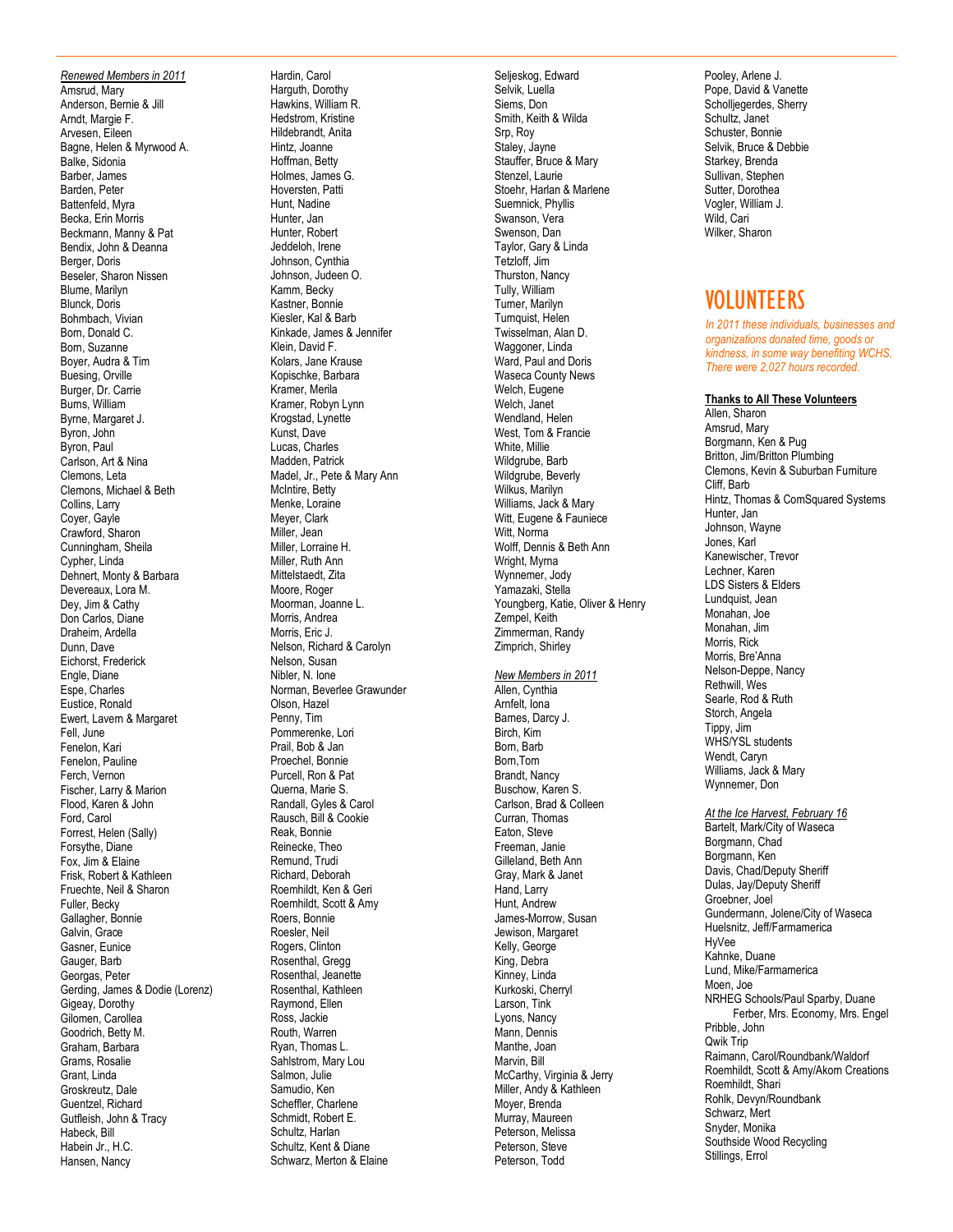*Renewed Members in 2011*

Amsrud, Mary
Anderson, Bernie & Jill
Arndt, Margie F.
Arvesen, Eileen
Bagne, Helen & Myrwood A.
Balke, Sidonia
Barber, James
Barden, Peter
Battenfeld, Myra
Becka, Erin Morris
Beckmann, Manny & Pat
Bendix, John & Deanna
Berger, Doris
Beseler, Sharon Nissen
Blume, Marilyn
Blunck, Doris
Bohmbach, Vivian
Born, Donald C.
Born, Suzanne
Boyer, Audra & Tim
Buesing, Orville
Burger, Dr. Carrie
Burns, William
Byrne, Margaret J.
Byron, John
Byron, Paul
Carlson, Art & Nina
Clemons, Leta
Clemons, Michael & Beth
Collins, Larry
Coyer, Gayle
Crawford, Sharon
Cunningham, Sheila
Cypher, Linda
Dehnert, Monty & Barbara
Devereaux, Lora M.
Dey, Jim & Cathy
Don Carlos, Diane
Draheim, Ardella
Dunn, Dave
Eichorst, Frederick
Engle, Diane
Espe, Charles
Eustice, Ronald
Ewert, Lavern & Margaret
Fell, June
Fenelon, Kari
Fenelon, Pauline
Ferch, Vernon
Fischer, Larry & Marion
Flood, Karen & John
Ford, Carol
Forrest, Helen (Sally)
Forsythe, Diane
Fox, Jim & Elaine
Frisk, Robert & Kathleen
Fruechte, Neil & Sharon
Fuller, Becky
Gallagher, Bonnie
Galvin, Grace
Gasner, Eunice
Gauger, Barb
Georgas, Peter
Gerding, James & Dodie (Lorenz)
Gigeay, Dorothy
Gilomen, Carollea
Goodrich, Betty M.
Graham, Barbara
Grams, Rosalie
Grant, Linda
Groskreutz, Dale
Guentzel, Richard
Gutfleish, John & Tracy
Habeck, Bill
Habein Jr., H.C.
Hansen, Nancy
Hardin, Carol
Harguth, Dorothy
Hawkins, William R.
Hedstrom, Kristine
Hildebrandt, Anita
Hintz, Joanne
Hoffman, Betty
Holmes, James G.
Hoversten, Patti
Hunt, Nadine
Hunter, Jan
Hunter, Robert
Jeddeloh, Irene
Johnson, Cynthia
Johnson, Judeen O.
Kamm, Becky
Kastner, Bonnie
Kiesler, Kal & Barb
Kinkade, James & Jennifer
Klein, David F.
Kolars, Jane Krause
Kopischke, Barbara
Kramer, Merila
Kramer, Robyn Lynn
Krogstad, Lynette
Kunst, Dave
Lucas, Charles
Madden, Patrick
Madel, Jr., Pete & Mary Ann
McIntire, Betty
Menke, Loraine
Meyer, Clark
Miller, Jean
Miller, Lorraine H.
Miller, Ruth Ann
Mittelstaedt, Zita
Moore, Roger
Moorman, Joanne L.
Morris, Andrea
Morris, Eric J.
Nelson, Richard & Carolyn
Nelson, Susan
Nibler, N. Ione
Norman, Beverlee Grawunder
Olson, Hazel
Penny, Tim
Pommerenke, Lori
Prail, Bob & Jan
Proechel, Bonnie
Purcell, Ron & Pat
Querna, Marie S.
Randall, Gyles & Carol
Rausch, Bill & Cookie
Reak, Bonnie
Reinecke, Theo
Remund, Trudi
Richard, Deborah
Roemhildt, Ken & Geri
Roemhildt, Scott & Amy
Roers, Bonnie
Roesler, Neil
Rogers, Clinton
Rosenthal, Gregg
Rosenthal, Jeanette
Rosenthal, Kathleen
Raymond, Ellen
Ross, Jackie
Routh, Warren
Ryan, Thomas L.
Sahlstrom, Mary Lou
Salmon, Julie
Samudio, Ken
Scheffler, Charlene
Schmidt, Robert E.
Schultz, Harlan
Schultz, Kent & Diane
Schwarz, Merton & Elaine
Seljeskog, Edward
Selvik, Luella
Siems, Don
Smith, Keith & Wilda
Srp, Roy
Staley, Jayne
Stauffer, Bruce & Mary
Stenzel, Laurie
Stoehr, Harlan & Marlene
Suemnick, Phyllis
Swanson, Vera
Swenson, Dan
Taylor, Gary & Linda
Tetzloff, Jim
Thurston, Nancy
Tully, William
Turner, Marilyn
Turnquist, Helen
Twisselman, Alan D.
Waggoner, Linda
Ward, Paul and Doris
Waseca County News
Welch, Eugene
Welch, Janet
Wendland, Helen
West, Tom & Francie
White, Millie
Wildgrube, Barb
Wildgrube, Beverly
Wilkus, Marilyn
Williams, Jack & Mary
Witt, Eugene & Fauniece
Witt, Norma
Wolff, Dennis & Beth Ann
Wright, Myrna
Wynnemer, Jody
Yamazaki, Stella
Youngberg, Katie, Oliver & Henry
Zempel, Keith
Zimmerman, Randy
Zimprich, Shirley

*New Members in 2011*

Allen, Cynthia
Arnfelt, Iona
Barnes, Darcy J.
Birch, Kim
Born, Barb
Born,Tom
Brandt, Nancy
Buschow, Karen S.
Carlson, Brad & Colleen
Curran, Thomas
Eaton, Steve
Freeman, Janie
Gilleland, Beth Ann
Gray, Mark & Janet
Hand, Larry
Hunt, Andrew
James-Morrow, Susan
Jewison, Margaret
Kelly, George
King, Debra
Kinney, Linda
Kurkoski, Cherryl
Larson, Tink
Lyons, Nancy
Mann, Dennis
Manthe, Joan
Marvin, Bill
McCarthy, Virginia & Jerry
Miller, Andy & Kathleen
Moyer, Brenda
Murray, Maureen
Peterson, Melissa
Peterson, Steve
Peterson, Todd
Pooley, Arlene J.
Pope, David & Vanette
Scholljegerdes, Sherry
Schultz, Janet
Schuster, Bonnie
Selvik, Bruce & Debbie
Starkey, Brenda
Sullivan, Stephen
Sutter, Dorothea
Vogler, William J.
Wild, Cari
Wilker, Sharon

# VOLUNTEERS

*In 2011 these individuals, businesses and organizations donated time, goods or kindness, in some way benefiting WCHS. There were 2,027 hours recorded.*

**Thanks to All These Volunteers**

Allen, Sharon
Amsrud, Mary
Borgmann, Ken & Pug
Britton, Jim/Britton Plumbing
Clemons, Kevin & Suburban Furniture
Cliff, Barb
Hintz, Thomas & ComSquared Systems
Hunter, Jan
Johnson, Wayne
Jones, Karl
Kanewischer, Trevor
Lechner, Karen
LDS Sisters & Elders
Lundquist, Jean
Monahan, Joe
Monahan, Jim
Morris, Rick
Morris, Bre'Anna
Nelson-Deppe, Nancy
Rethwill, Wes
Searle, Rod & Ruth
Storch, Angela
Tippy, Jim
WHS/YSL students
Wendt, Caryn
Williams, Jack & Mary
Wynnemer, Don

*At the Ice Harvest, February 16*

Bartelt, Mark/City of Waseca
Borgmann, Chad
Borgmann, Ken
Davis, Chad/Deputy Sheriff
Dulas, Jay/Deputy Sheriff
Groebner, Joel
Gundermann, Jolene/City of Waseca
Huelsnitz, Jeff/Farmamerica
HyVee
Kahnke, Duane
Lund, Mike/Farmamerica
Moen, Joe
NRHEG Schools/Paul Sparby, Duane Ferber, Mrs. Economy, Mrs. Engel
Pribble, John
Qwik Trip
Raimann, Carol/Roundbank/Waldorf
Roemhildt, Scott & Amy/Akom Creations
Roemhildt, Shari
Rohlk, Devyn/Roundbank
Schwarz, Mert
Snyder, Monika
Southside Wood Recycling
Stillings, Errol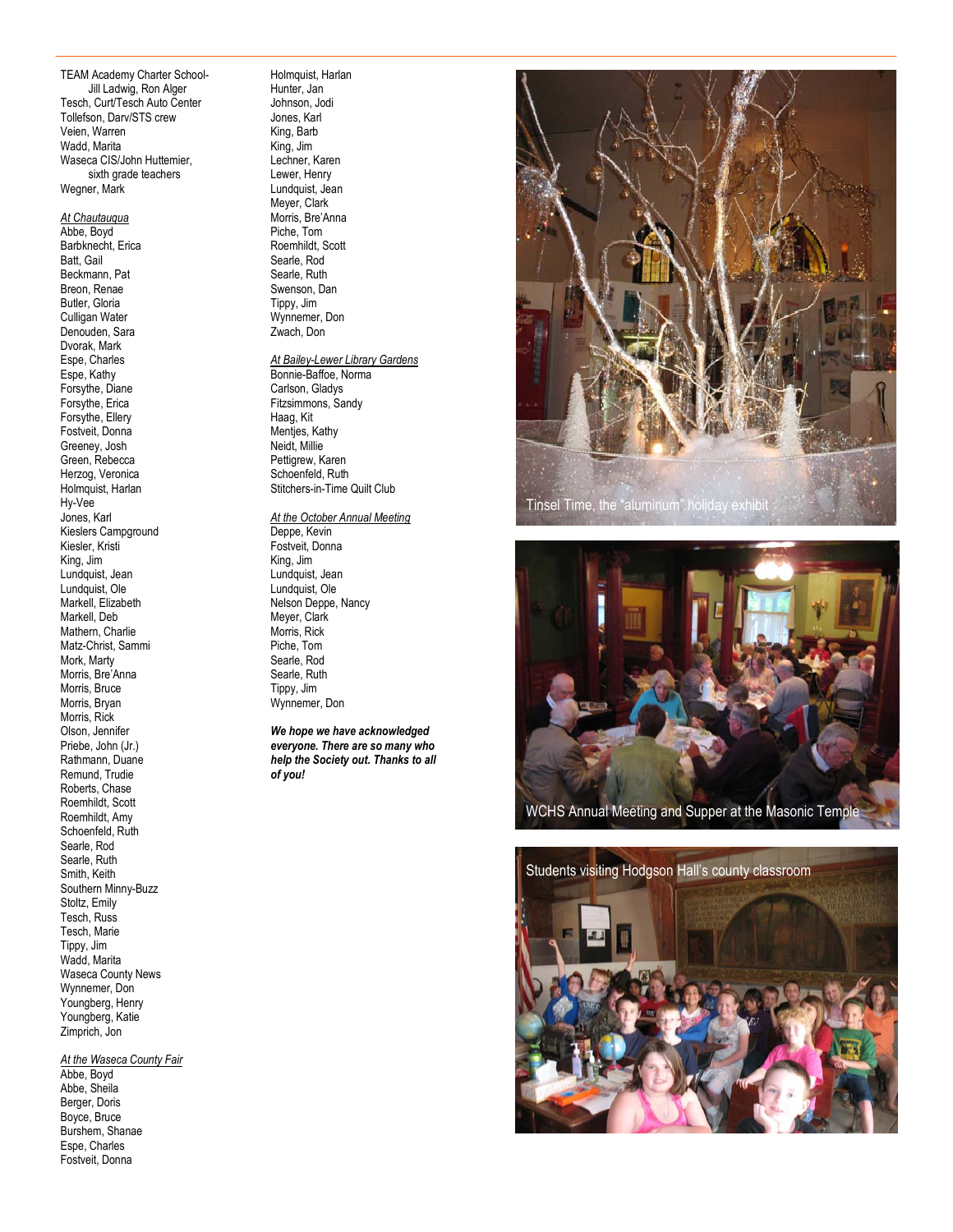TEAM Academy Charter School-
Jill Ladwig, Ron Alger
Tesch, Curt/Tesch Auto Center
Tollefson, Darv/STS crew
Veien, Warren
Wadd, Marita
Waseca CIS/John Huttemier,
sixth grade teachers
Wegner, Mark

*At Chautauqua*

Abbe, Boyd
Barbknecht, Erica
Batt, Gail
Beckmann, Pat
Breon, Renae
Butler, Gloria
Culligan Water
Denouden, Sara
Dvorak, Mark
Espe, Charles
Espe, Kathy
Forsythe, Diane
Forsythe, Erica
Forsythe, Ellery
Fostveit, Donna
Greeney, Josh
Green, Rebecca
Herzog, Veronica
Holmquist, Harlan
Hy-Vee
Jones, Karl
Kieslers Campground
Kiesler, Kristi
King, Jim
Lundquist, Jean
Lundquist, Ole
Markell, Elizabeth
Markell, Deb
Mathern, Charlie
Matz-Christ, Sammi
Mork, Marty
Morris, Bre'Anna
Morris, Bruce
Morris, Bryan
Morris, Rick
Olson, Jennifer
Priebe, John (Jr.)
Rathmann, Duane
Remund, Trudie
Roberts, Chase
Roemhildt, Scott
Roemhildt, Amy
Schoenfeld, Ruth
Searle, Rod
Searle, Ruth
Smith, Keith
Southern Minny-Buzz
Stoltz, Emily
Tesch, Russ
Tesch, Marie
Tippy, Jim
Wadd, Marita
Waseca County News
Wynnemer, Don
Youngberg, Henry
Youngberg, Katie
Zimprich, Jon

*At the Waseca County Fair*

Abbe, Boyd
Abbe, Sheila
Berger, Doris
Boyce, Bruce
Burshem, Shanae
Espe, Charles
Fostveit, Donna
Holmquist, Harlan
Hunter, Jan
Johnson, Jodi
Jones, Karl
King, Barb
King, Jim
Lechner, Karen
Lewer, Henry
Lundquist, Jean
Meyer, Clark
Morris, Bre'Anna
Piche, Tom
Roemhildt, Scott
Searle, Rod
Searle, Ruth
Swenson, Dan
Tippy, Jim
Wynnemer, Don
Zwach, Don

*At Bailey-Lewer Library Gardens*

Bonnie-Baffoe, Norma
Carlson, Gladys
Fitzsimmons, Sandy
Haag, Kit
Mentjes, Kathy
Neidt, Millie
Pettigrew, Karen
Schoenfeld, Ruth
Stitchers-in-Time Quilt Club

*At the October Annual Meeting*

Deppe, Kevin
Fostveit, Donna
King, Jim
Lundquist, Jean
Lundquist, Ole
Nelson Deppe, Nancy
Meyer, Clark
Morris, Rick
Piche, Tom
Searle, Rod
Searle, Ruth
Tippy, Jim
Wynnemer, Don

***We hope we have acknowledged everyone. There are so many who help the Society out. Thanks to all of you!***

Tinsel Time, the "aluminum" holiday exhibit

WCHS Annual Meeting and Supper at the Masonic Temple

Students visiting Hodgson Hall's county classroom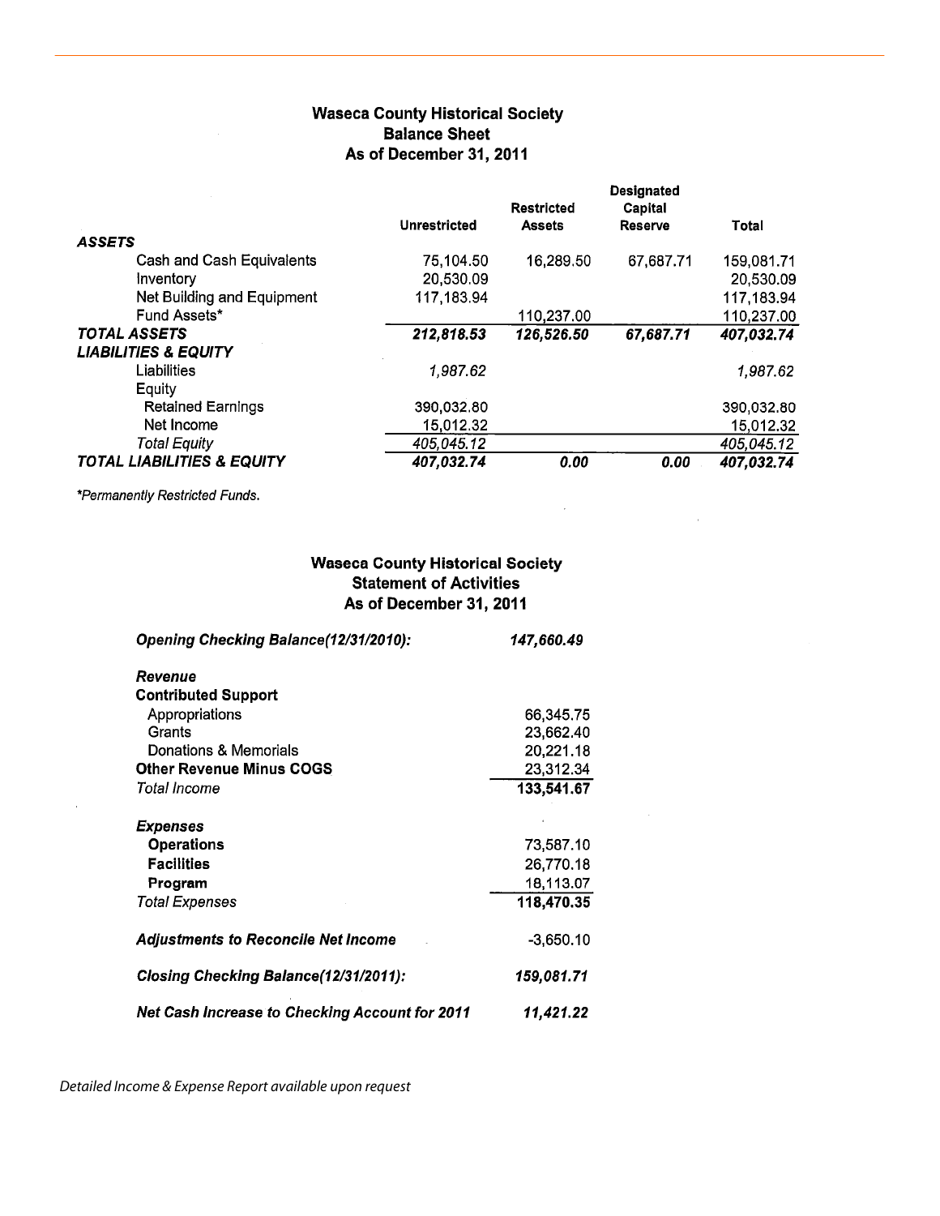## Waseca County Historical Society
## Balance Sheet
## As of December 31, 2011

| | Unrestricted | Restricted Assets | Designated Capital Reserve | Total |
|---|---|---|---|---|
| ***ASSETS*** | | | | |
| Cash and Cash Equivalents | 75,104.50 | 16,289.50 | 67,687.71 | 159,081.71 |
| Inventory | 20,530.09 | | | 20,530.09 |
| Net Building and Equipment | 117,183.94 | | | 117,183.94 |
| Fund Assets* | | 110,237.00 | | 110,237.00 |
| ***TOTAL ASSETS*** | ***212,818.53*** | ***126,526.50*** | ***67,687.71*** | ***407,032.74*** |
| ***LIABILITIES & EQUITY*** | | | | |
| Liabilities | *1,987.62* | | | *1,987.62* |
| Equity | | | | |
| Retained Earnings | 390,032.80 | | | 390,032.80 |
| Net Income | 15,012.32 | | | 15,012.32 |
| *Total Equity* | *405,045.12* | | | *405,045.12* |
| ***TOTAL LIABILITIES & EQUITY*** | ***407,032.74*** | ***0.00*** | ***0.00*** | ***407,032.74*** |

*\*Permanently Restricted Funds.*

## Waseca County Historical Society
## Statement of Activities
## As of December 31, 2011

| | |
|---|---|
| ***Opening Checking Balance(12/31/2010):*** | ***147,660.49*** |
| ***Revenue*** | |
| **Contributed Support** | |
| Appropriations | 66,345.75 |
| Grants | 23,662.40 |
| Donations & Memorials | 20,221.18 |
| **Other Revenue Minus COGS** | 23,312.34 |
| *Total Income* | **133,541.67** |
| ***Expenses*** | |
| **Operations** | 73,587.10 |
| **Facilities** | 26,770.18 |
| **Program** | 18,113.07 |
| *Total Expenses* | **118,470.35** |
| ***Adjustments to Reconcile Net Income*** | -3,650.10 |
| ***Closing Checking Balance(12/31/2011):*** | ***159,081.71*** |
| ***Net Cash Increase to Checking Account for 2011*** | ***11,421.22*** |

*Detailed Income & Expense Report available upon request*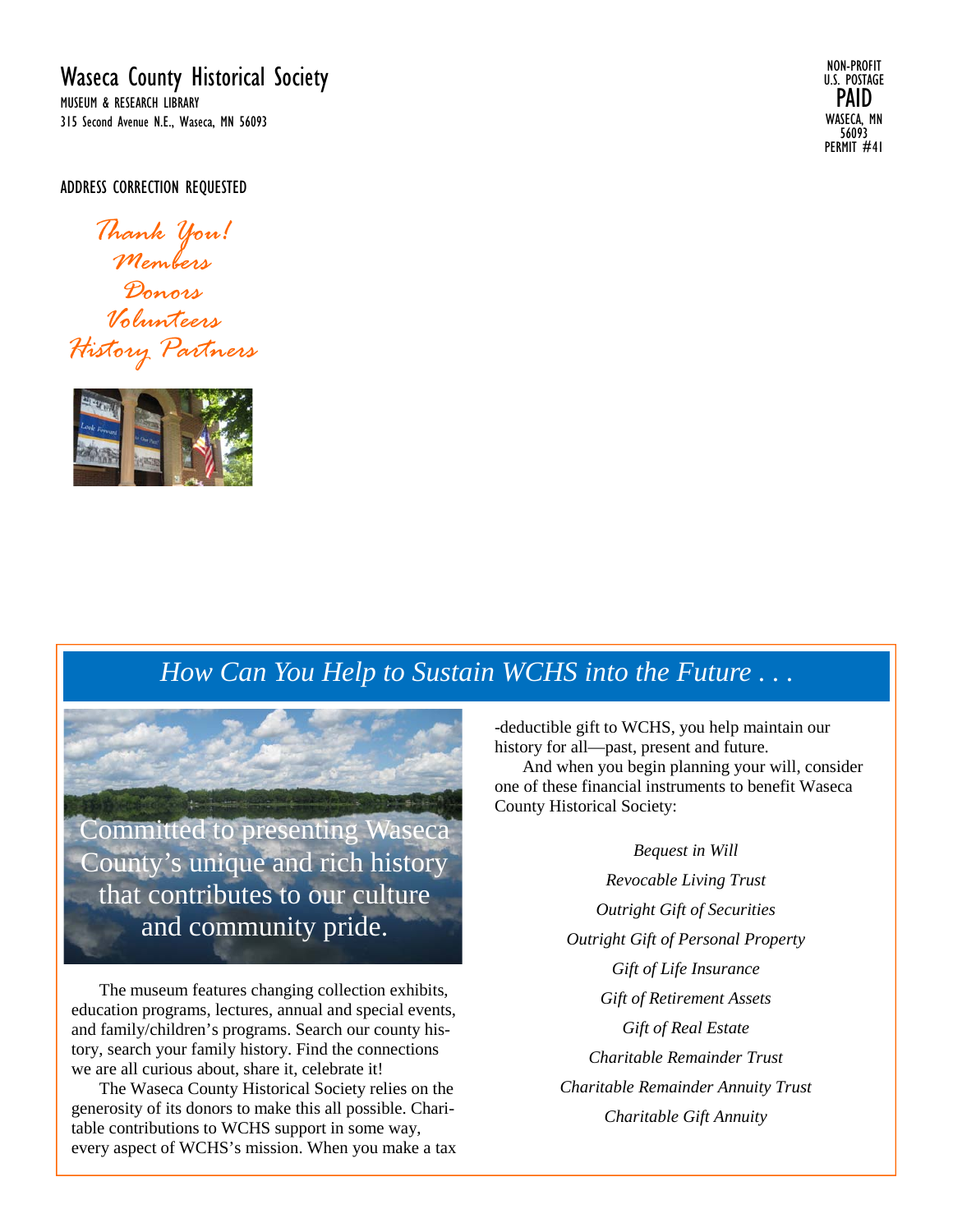Waseca County Historical Society

MUSEUM & RESEARCH LIBRARY

315 Second Avenue N.E., Waseca, MN 56093

NON-PROFIT
U.S. POSTAGE
PAID
WASECA, MN
56093
PERMIT #41

ADDRESS CORRECTION REQUESTED

*Thank You!*
*Members*
*Donors*
*Volunteers*
*History Partners*

## *How Can You Help to Sustain WCHS into the Future . . .*

Committed to presenting Waseca County's unique and rich history that contributes to our culture and community pride.

The museum features changing collection exhibits, education programs, lectures, annual and special events, and family/children's programs. Search our county history, search your family history. Find the connections we are all curious about, share it, celebrate it!

The Waseca County Historical Society relies on the generosity of its donors to make this all possible. Charitable contributions to WCHS support in some way, every aspect of WCHS's mission. When you make a tax-deductible gift to WCHS, you help maintain our history for all—past, present and future.

And when you begin planning your will, consider one of these financial instruments to benefit Waseca County Historical Society:

*Bequest in Will*

*Revocable Living Trust*

*Outright Gift of Securities*

*Outright Gift of Personal Property*

*Gift of Life Insurance*

*Gift of Retirement Assets*

*Gift of Real Estate*

*Charitable Remainder Trust*

*Charitable Remainder Annuity Trust*

*Charitable Gift Annuity*